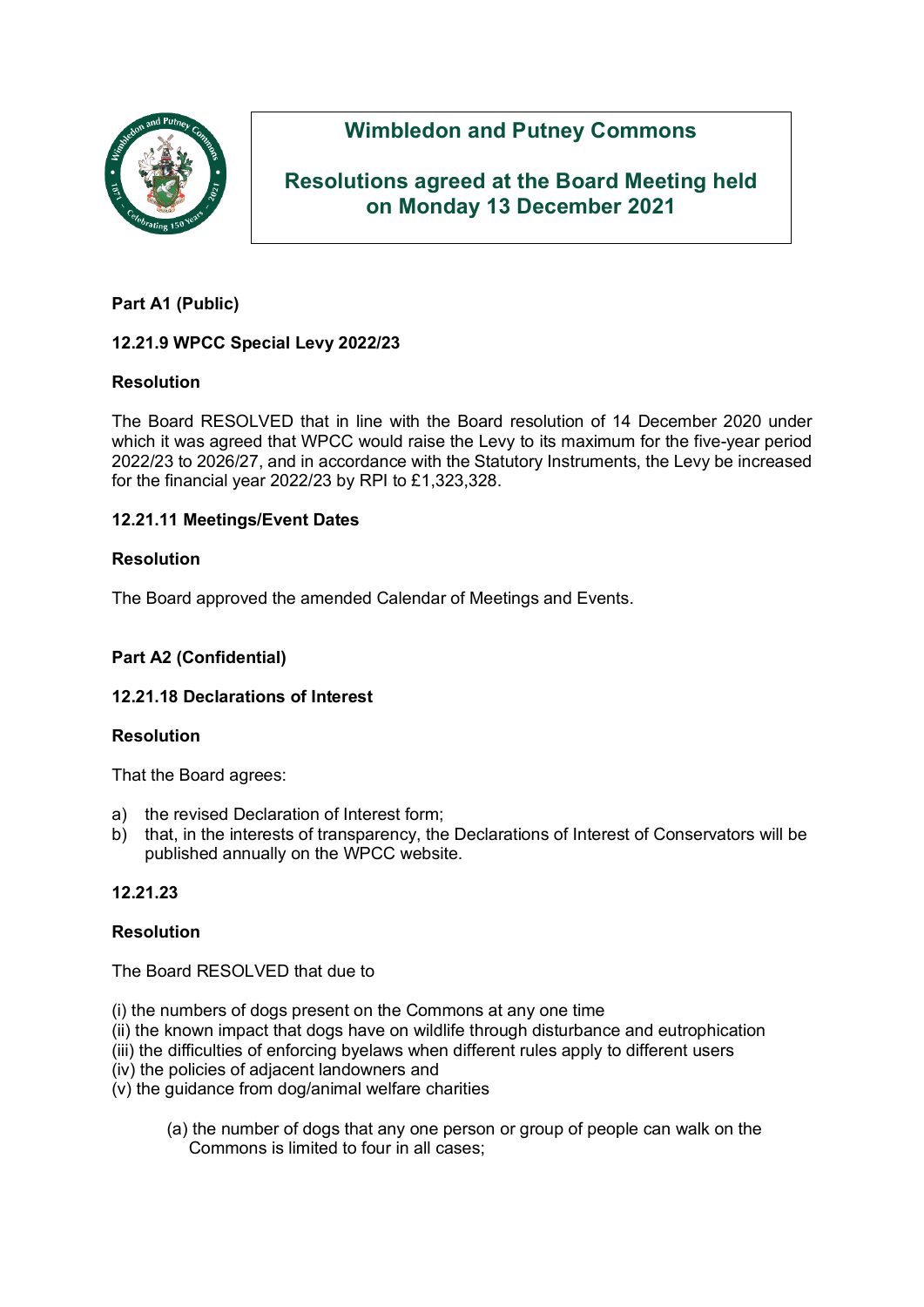# Wimbledon and Putney Commons

## Resolutions agreed at the Board Meeting held on Monday 13 December 2021

**Part A1 (Public)**

**12.21.9 WPCC Special Levy 2022/23**

**Resolution**

The Board RESOLVED that in line with the Board resolution of 14 December 2020 under which it was agreed that WPCC would raise the Levy to its maximum for the five-year period 2022/23 to 2026/27, and in accordance with the Statutory Instruments, the Levy be increased for the financial year 2022/23 by RPI to £1,323,328.

**12.21.11 Meetings/Event Dates**

**Resolution**

The Board approved the amended Calendar of Meetings and Events.

**Part A2 (Confidential)**

**12.21.18 Declarations of Interest**

**Resolution**

That the Board agrees:

a) the revised Declaration of Interest form;
b) that, in the interests of transparency, the Declarations of Interest of Conservators will be published annually on the WPCC website.

**12.21.23**

**Resolution**

The Board RESOLVED that due to

(i) the numbers of dogs present on the Commons at any one time
(ii) the known impact that dogs have on wildlife through disturbance and eutrophication
(iii) the difficulties of enforcing byelaws when different rules apply to different users
(iv) the policies of adjacent landowners and
(v) the guidance from dog/animal welfare charities

(a) the number of dogs that any one person or group of people can walk on the Commons is limited to four in all cases;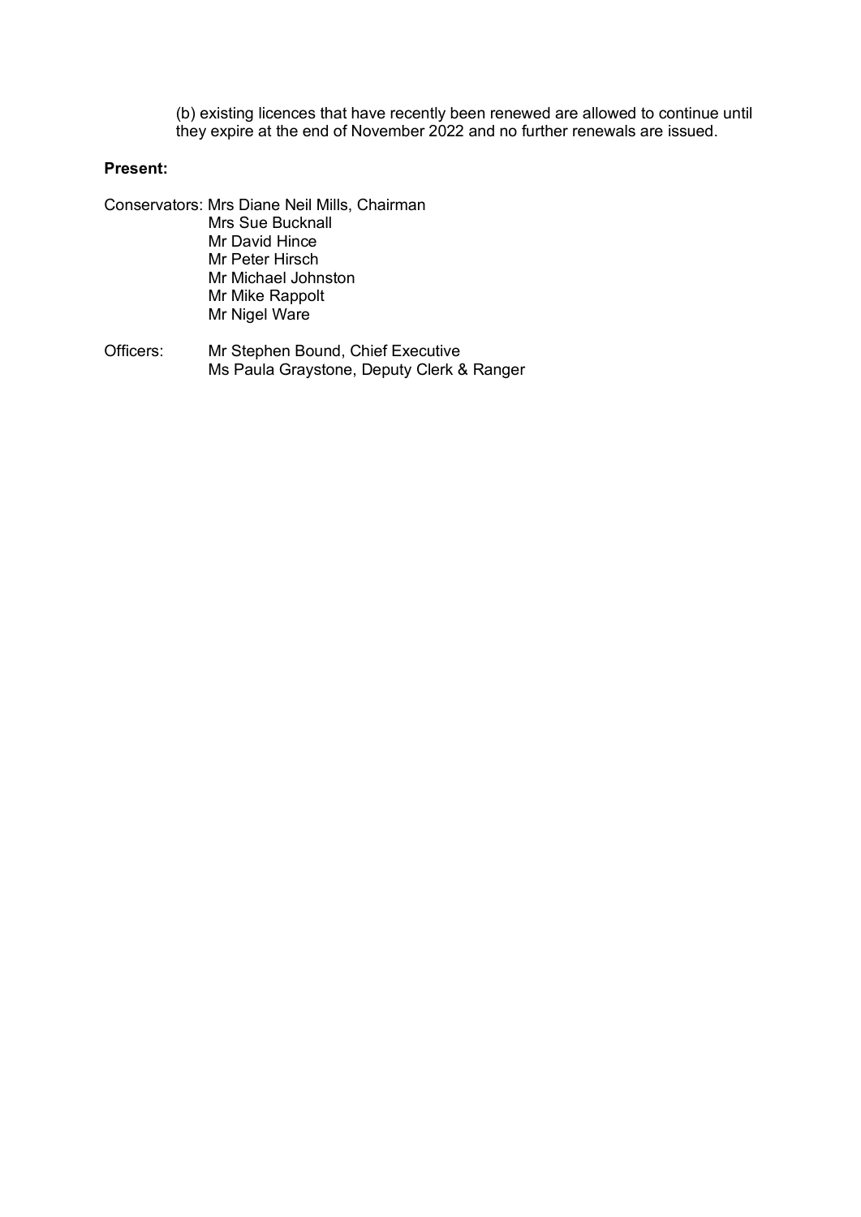(b) existing licences that have recently been renewed are allowed to continue until they expire at the end of November 2022 and no further renewals are issued.

**Present:**

Conservators: Mrs Diane Neil Mills, Chairman
Mrs Sue Bucknall
Mr David Hince
Mr Peter Hirsch
Mr Michael Johnston
Mr Mike Rappolt
Mr Nigel Ware

Officers: Mr Stephen Bound, Chief Executive
Ms Paula Graystone, Deputy Clerk & Ranger